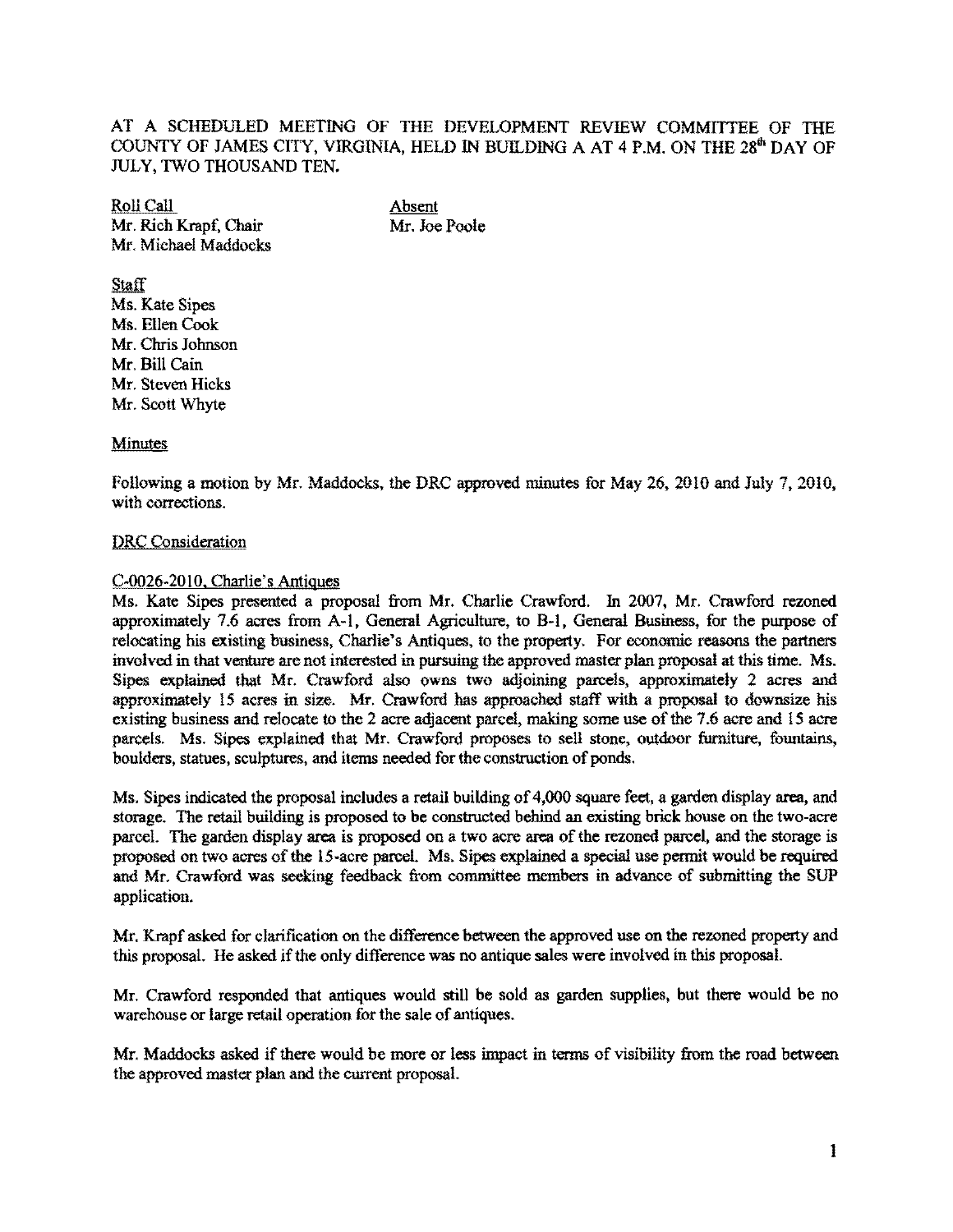AT A SCHEDULED MEETING OF THE DEVELOPMENT REVIEW COMMITTEE OF THE COUNTY OF JAMES CITY, VIRGINIA, HELD IN BUILDING A AT 4 P.M. ON THE 28th DAY OF JULY, TWO THOUSAND TEN.

| Roll Call | Absent |
| --- | --- |
| Mr. Rich Krapf, Chair | Mr. Joe Poole |
| Mr. Michael Maddocks | |

Staff
Ms. Kate Sipes
Ms. Ellen Cook
Mr. Chris Johnson
Mr. Bill Cain
Mr. Steven Hicks
Mr. Scott Whyte

Minutes

Following a motion by Mr. Maddocks, the DRC approved minutes for May 26, 2010 and July 7, 2010, with corrections.

DRC Consideration

C-0026-2010, Charlie's Antiques

Ms. Kate Sipes presented a proposal from Mr. Charlie Crawford. In 2007, Mr. Crawford rezoned approximately 7.6 acres from A-1, General Agriculture, to B-1, General Business, for the purpose of relocating his existing business, Charlie's Antiques, to the property. For economic reasons the partners involved in that venture are not interested in pursuing the approved master plan proposal at this time. Ms. Sipes explained that Mr. Crawford also owns two adjoining parcels, approximately 2 acres and approximately 15 acres in size. Mr. Crawford has approached staff with a proposal to downsize his existing business and relocate to the 2 acre adjacent parcel, making some use of the 7.6 acre and 15 acre parcels. Ms. Sipes explained that Mr. Crawford proposes to sell stone, outdoor furniture, fountains, boulders, statues, sculptures, and items needed for the construction of ponds.

Ms. Sipes indicated the proposal includes a retail building of 4,000 square feet, a garden display area, and storage. The retail building is proposed to be constructed behind an existing brick house on the two-acre parcel. The garden display area is proposed on a two acre area of the rezoned parcel, and the storage is proposed on two acres of the 15-acre parcel. Ms. Sipes explained a special use permit would be required and Mr. Crawford was seeking feedback from committee members in advance of submitting the SUP application.

Mr. Krapf asked for clarification on the difference between the approved use on the rezoned property and this proposal. He asked if the only difference was no antique sales were involved in this proposal.

Mr. Crawford responded that antiques would still be sold as garden supplies, but there would be no warehouse or large retail operation for the sale of antiques.

Mr. Maddocks asked if there would be more or less impact in terms of visibility from the road between the approved master plan and the current proposal.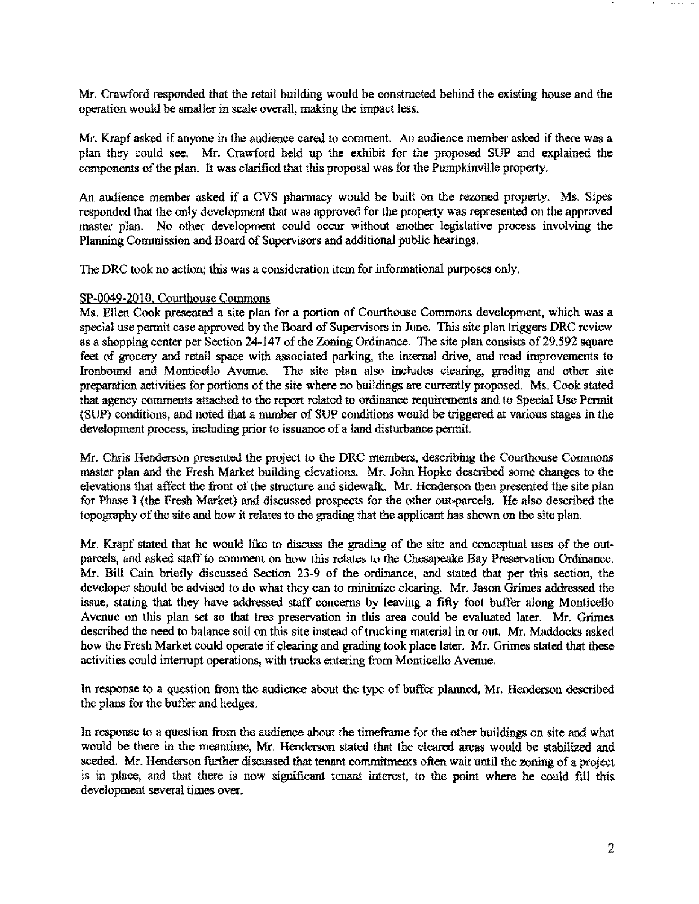Mr. Crawford responded that the retail building would be constructed behind the existing house and the operation would be smaller in scale overall, making the impact less.

Mr. Krapf asked if anyone in the audience cared to comment. An audience member asked if there was a plan they could see. Mr. Crawford held up the exhibit for the proposed SUP and explained the components of the plan. It was clarified that this proposal was for the Pumpkinville property.

An audience member asked if a CVS pharmacy would be built on the rezoned property. Ms. Sipes responded that the only development that was approved for the property was represented on the approved master plan. No other development could occur without another legislative process involving the Planning Commission and Board of Supervisors and additional public hearings.

The DRC took no action; this was a consideration item for informational purposes only.

SP-0049-2010, Courthouse Commons

Ms. Ellen Cook presented a site plan for a portion of Courthouse Commons development, which was a special use permit case approved by the Board of Supervisors in June. This site plan triggers DRC review as a shopping center per Section 24-147 of the Zoning Ordinance. The site plan consists of 29,592 square feet of grocery and retail space with associated parking, the internal drive, and road improvements to Ironbound and Monticello Avenue. The site plan also includes clearing, grading and other site preparation activities for portions of the site where no buildings are currently proposed. Ms. Cook stated that agency comments attached to the report related to ordinance requirements and to Special Use Permit (SUP) conditions, and noted that a number of SUP conditions would be triggered at various stages in the development process, including prior to issuance of a land disturbance permit.

Mr. Chris Henderson presented the project to the DRC members, describing the Courthouse Commons master plan and the Fresh Market building elevations. Mr. John Hopke described some changes to the elevations that affect the front of the structure and sidewalk. Mr. Henderson then presented the site plan for Phase I (the Fresh Market) and discussed prospects for the other out-parcels. He also described the topography of the site and how it relates to the grading that the applicant has shown on the site plan.

Mr. Krapf stated that he would like to discuss the grading of the site and conceptual uses of the out-parcels, and asked staff to comment on how this relates to the Chesapeake Bay Preservation Ordinance. Mr. Bill Cain briefly discussed Section 23-9 of the ordinance, and stated that per this section, the developer should be advised to do what they can to minimize clearing. Mr. Jason Grimes addressed the issue, stating that they have addressed staff concerns by leaving a fifty foot buffer along Monticello Avenue on this plan set so that tree preservation in this area could be evaluated later. Mr. Grimes described the need to balance soil on this site instead of trucking material in or out. Mr. Maddocks asked how the Fresh Market could operate if clearing and grading took place later. Mr. Grimes stated that these activities could interrupt operations, with trucks entering from Monticello Avenue.

In response to a question from the audience about the type of buffer planned, Mr. Henderson described the plans for the buffer and hedges.

In response to a question from the audience about the timeframe for the other buildings on site and what would be there in the meantime, Mr. Henderson stated that the cleared areas would be stabilized and seeded. Mr. Henderson further discussed that tenant commitments often wait until the zoning of a project is in place, and that there is now significant tenant interest, to the point where he could fill this development several times over.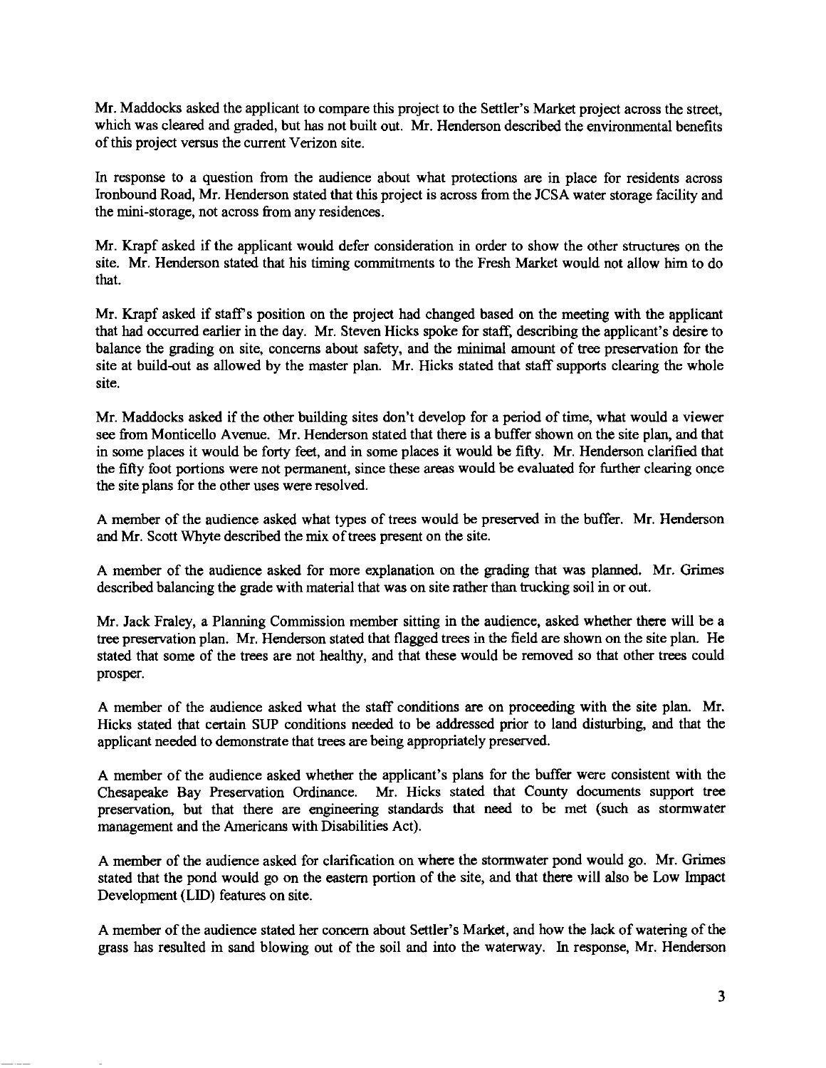Mr. Maddocks asked the applicant to compare this project to the Settler's Market project across the street, which was cleared and graded, but has not built out. Mr. Henderson described the environmental benefits of this project versus the current Verizon site.

In response to a question from the audience about what protections are in place for residents across Ironbound Road, Mr. Henderson stated that this project is across from the JCSA water storage facility and the mini-storage, not across from any residences.

Mr. Krapf asked if the applicant would defer consideration in order to show the other structures on the site. Mr. Henderson stated that his timing commitments to the Fresh Market would not allow him to do that.

Mr. Krapf asked if staff's position on the project had changed based on the meeting with the applicant that had occurred earlier in the day. Mr. Steven Hicks spoke for staff, describing the applicant's desire to balance the grading on site, concerns about safety, and the minimal amount of tree preservation for the site at build-out as allowed by the master plan. Mr. Hicks stated that staff supports clearing the whole site.

Mr. Maddocks asked if the other building sites don't develop for a period of time, what would a viewer see from Monticello Avenue. Mr. Henderson stated that there is a buffer shown on the site plan, and that in some places it would be forty feet, and in some places it would be fifty. Mr. Henderson clarified that the fifty foot portions were not permanent, since these areas would be evaluated for further clearing once the site plans for the other uses were resolved.

A member of the audience asked what types of trees would be preserved in the buffer. Mr. Henderson and Mr. Scott Whyte described the mix of trees present on the site.

A member of the audience asked for more explanation on the grading that was planned. Mr. Grimes described balancing the grade with material that was on site rather than trucking soil in or out.

Mr. Jack Fraley, a Planning Commission member sitting in the audience, asked whether there will be a tree preservation plan. Mr. Henderson stated that flagged trees in the field are shown on the site plan. He stated that some of the trees are not healthy, and that these would be removed so that other trees could prosper.

A member of the audience asked what the staff conditions are on proceeding with the site plan. Mr. Hicks stated that certain SUP conditions needed to be addressed prior to land disturbing, and that the applicant needed to demonstrate that trees are being appropriately preserved.

A member of the audience asked whether the applicant's plans for the buffer were consistent with the Chesapeake Bay Preservation Ordinance. Mr. Hicks stated that County documents support tree preservation, but that there are engineering standards that need to be met (such as stormwater management and the Americans with Disabilities Act).

A member of the audience asked for clarification on where the stormwater pond would go. Mr. Grimes stated that the pond would go on the eastern portion of the site, and that there will also be Low Impact Development (LID) features on site.

A member of the audience stated her concern about Settler's Market, and how the lack of watering of the grass has resulted in sand blowing out of the soil and into the waterway. In response, Mr. Henderson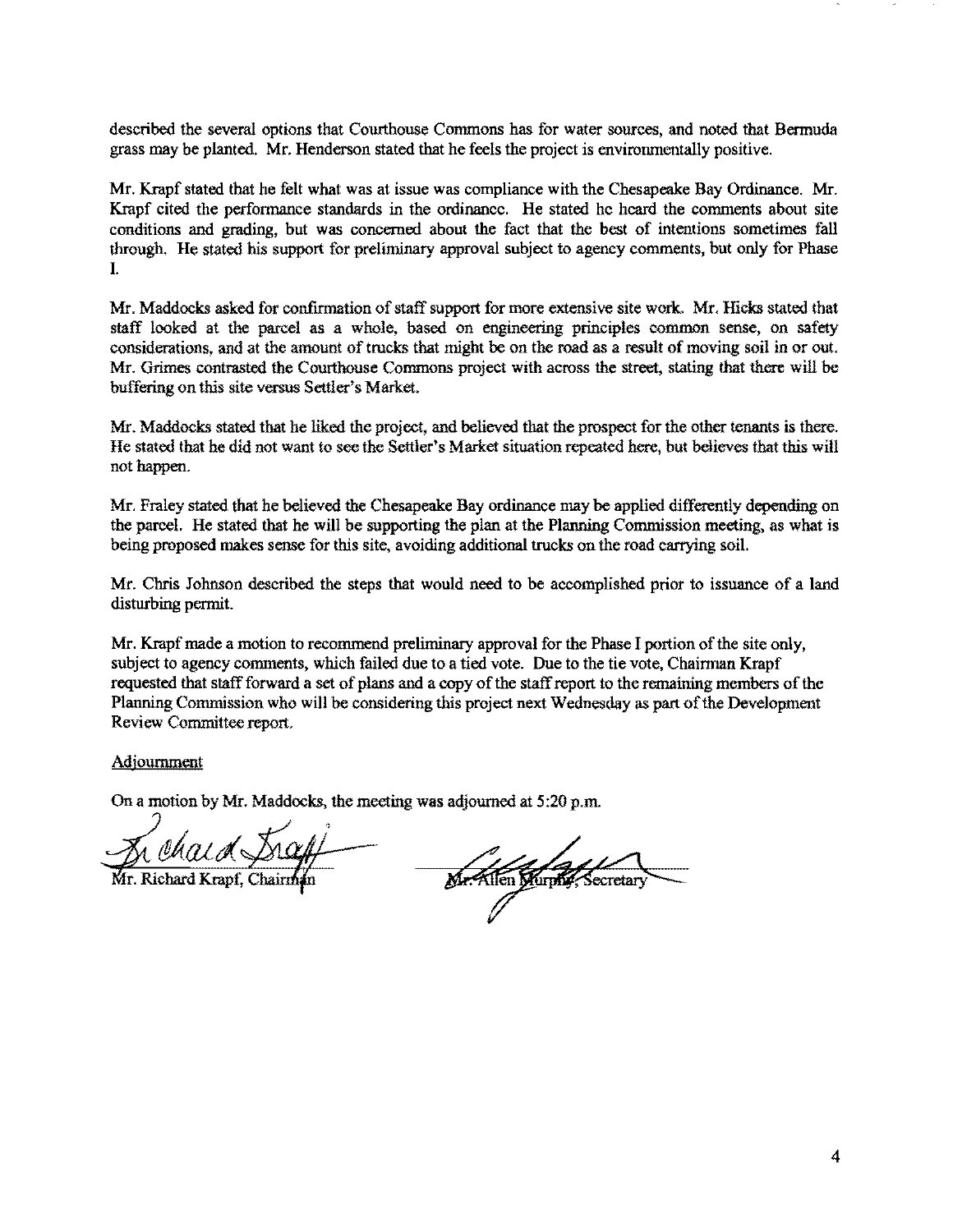described the several options that Courthouse Commons has for water sources, and noted that Bermuda grass may be planted. Mr. Henderson stated that he feels the project is environmentally positive.

Mr. Krapf stated that he felt what was at issue was compliance with the Chesapeake Bay Ordinance. Mr. Krapf cited the performance standards in the ordinance. He stated he heard the comments about site conditions and grading, but was concerned about the fact that the best of intentions sometimes fall through. He stated his support for preliminary approval subject to agency comments, but only for Phase I.

Mr. Maddocks asked for confirmation of staff support for more extensive site work. Mr. Hicks stated that staff looked at the parcel as a whole, based on engineering principles common sense, on safety considerations, and at the amount of trucks that might be on the road as a result of moving soil in or out. Mr. Grimes contrasted the Courthouse Commons project with across the street, stating that there will be buffering on this site versus Settler's Market.

Mr. Maddocks stated that he liked the project, and believed that the prospect for the other tenants is there. He stated that he did not want to see the Settler's Market situation repeated here, but believes that this will not happen.

Mr. Fraley stated that he believed the Chesapeake Bay ordinance may be applied differently depending on the parcel. He stated that he will be supporting the plan at the Planning Commission meeting, as what is being proposed makes sense for this site, avoiding additional trucks on the road carrying soil.

Mr. Chris Johnson described the steps that would need to be accomplished prior to issuance of a land disturbing permit.

Mr. Krapf made a motion to recommend preliminary approval for the Phase I portion of the site only, subject to agency comments, which failed due to a tied vote. Due to the tie vote, Chairman Krapf requested that staff forward a set of plans and a copy of the staff report to the remaining members of the Planning Commission who will be considering this project next Wednesday as part of the Development Review Committee report.

Adjournment

On a motion by Mr. Maddocks, the meeting was adjourned at 5:20 p.m.

Mr. Richard Krapf, Chairman

Mr. Allen Murphy, Secretary